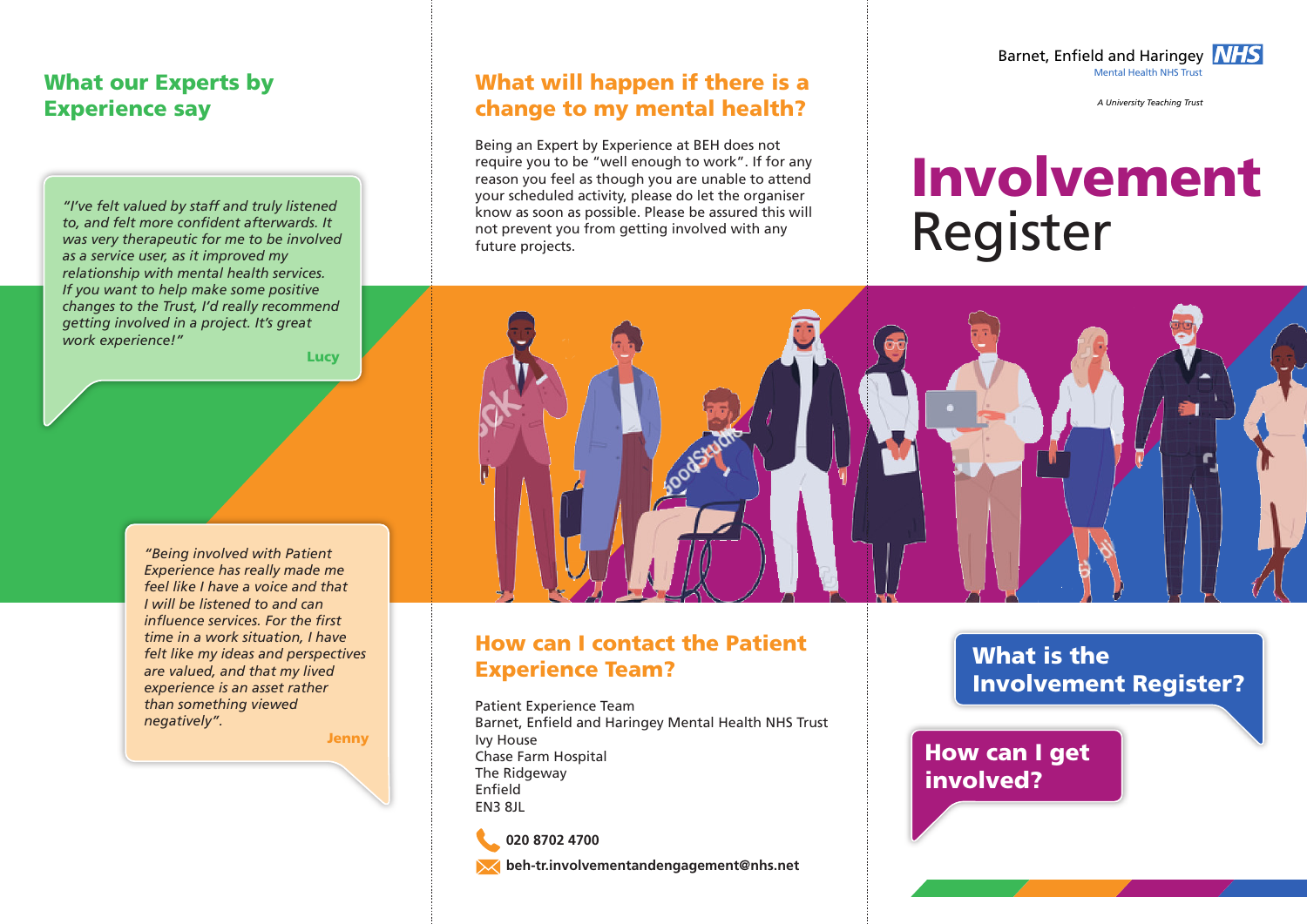## What our Experts by Experience say

*"I've felt valued by staff and truly listened to, and felt more confident afterwards. It was very therapeutic for me to be involved as a service user, as it improved my relationship with mental health services. If you want to help make some positive changes to the Trust, I'd really recommend getting involved in a project. It's great work experience!"*

**Lucy**

*"Being involved with Patient Experience has really made me feel like I have a voice and that I will be listened to and can influence services. For the first time in a work situation, I have felt like my ideas and perspectives are valued, and that my lived experience is an asset rather than something viewed negatively".*

**Jenny**

## What will happen if there is a change to my mental health?

Being an Expert by Experience at BEH does not require you to be "well enough to work". If for any reason you feel as though you are unable to attend your scheduled activity, please do let the organiser know as soon as possible. Please be assured this will not prevent you from getting involved with any future projects.

## How can I contact the Patient Experience Team?

Patient Experience Team
Barnet, Enfield and Haringey Mental Health NHS Trust
Ivy House
Chase Farm Hospital
The Ridgeway
Enfield
EN3 8JL

**020 8702 4700**

**beh-tr.involvementandengagement@nhs.net**

Barnet, Enfield and Haringey NHS
Mental Health NHS Trust

*A University Teaching Trust*

# Involvement Register

## What is the Involvement Register?

## How can I get involved?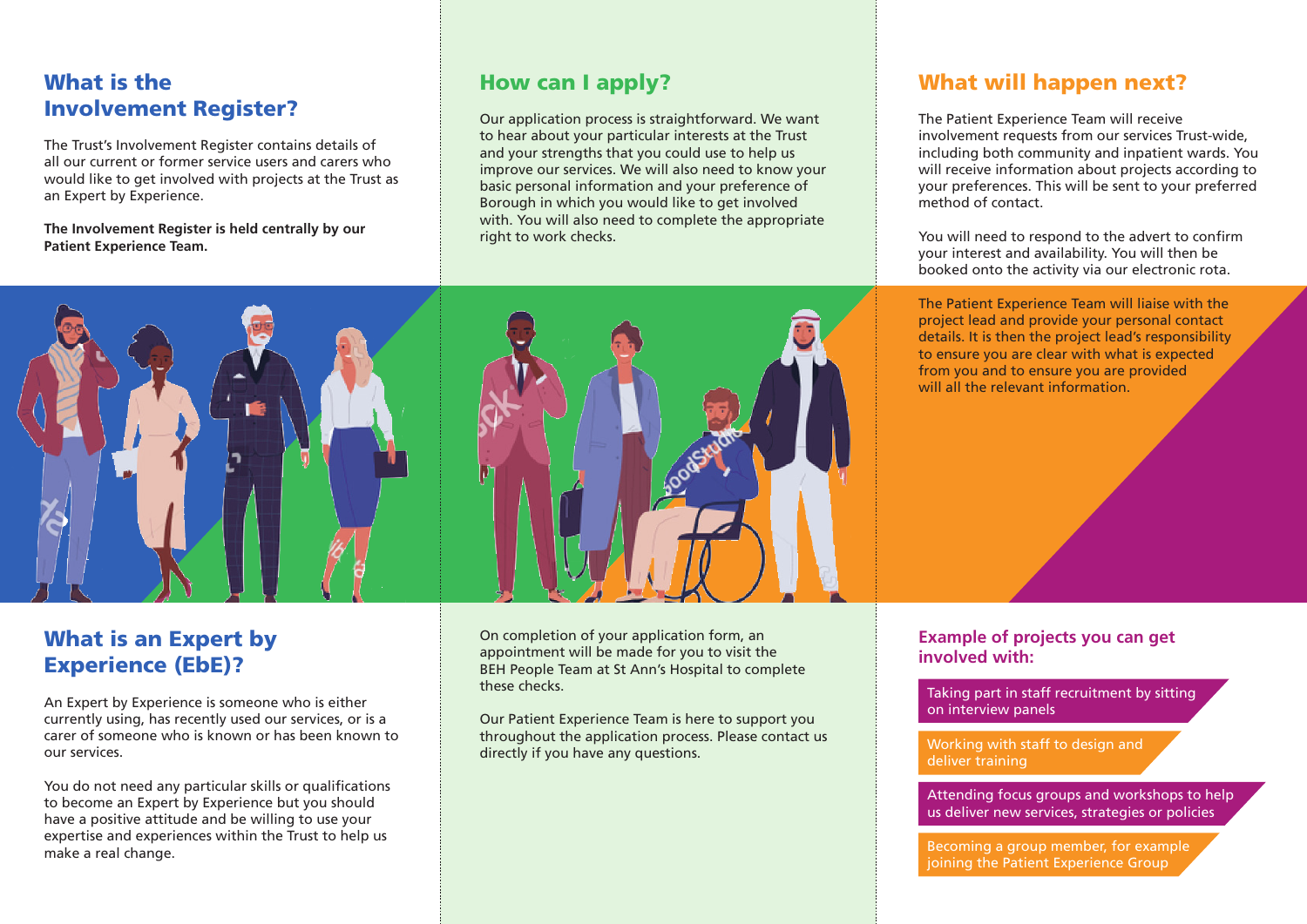## What is the Involvement Register?

The Trust's Involvement Register contains details of all our current or former service users and carers who would like to get involved with projects at the Trust as an Expert by Experience.

**The Involvement Register is held centrally by our Patient Experience Team.**

## What is an Expert by Experience (EbE)?

An Expert by Experience is someone who is either currently using, has recently used our services, or is a carer of someone who is known or has been known to our services.

You do not need any particular skills or qualifications to become an Expert by Experience but you should have a positive attitude and be willing to use your expertise and experiences within the Trust to help us make a real change.

## How can I apply?

Our application process is straightforward. We want to hear about your particular interests at the Trust and your strengths that you could use to help us improve our services. We will also need to know your basic personal information and your preference of Borough in which you would like to get involved with. You will also need to complete the appropriate right to work checks.

On completion of your application form, an appointment will be made for you to visit the BEH People Team at St Ann's Hospital to complete these checks.

Our Patient Experience Team is here to support you throughout the application process. Please contact us directly if you have any questions.

## What will happen next?

The Patient Experience Team will receive involvement requests from our services Trust-wide, including both community and inpatient wards. You will receive information about projects according to your preferences. This will be sent to your preferred method of contact.

You will need to respond to the advert to confirm your interest and availability. You will then be booked onto the activity via our electronic rota.

The Patient Experience Team will liaise with the project lead and provide your personal contact details. It is then the project lead's responsibility to ensure you are clear with what is expected from you and to ensure you are provided will all the relevant information.

### Example of projects you can get involved with:

- Taking part in staff recruitment by sitting on interview panels
- Working with staff to design and deliver training
- Attending focus groups and workshops to help us deliver new services, strategies or policies
- Becoming a group member, for example joining the Patient Experience Group